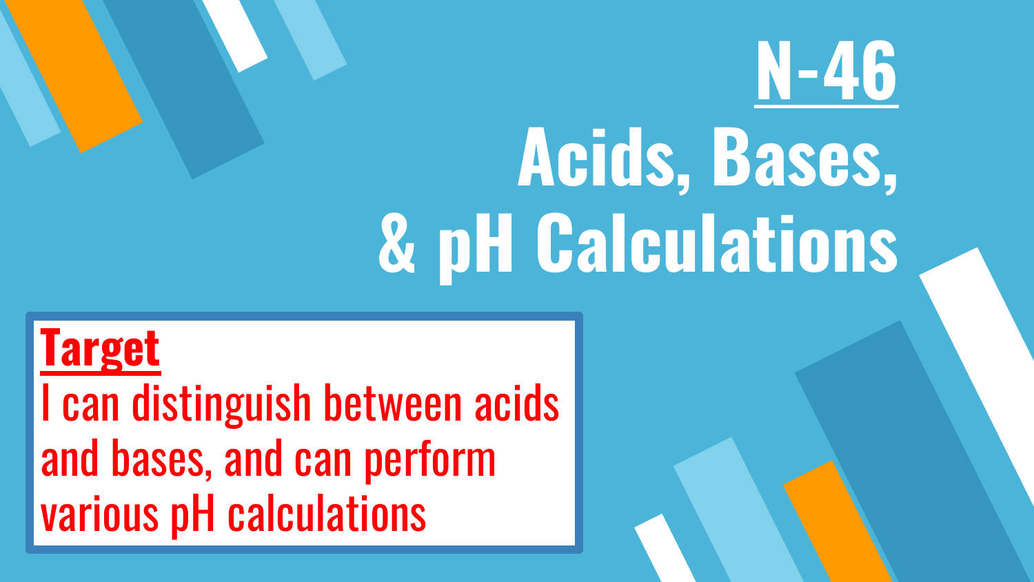# N-46

# Acids, Bases, & pH Calculations

**Target**

I can distinguish between acids and bases, and can perform various pH calculations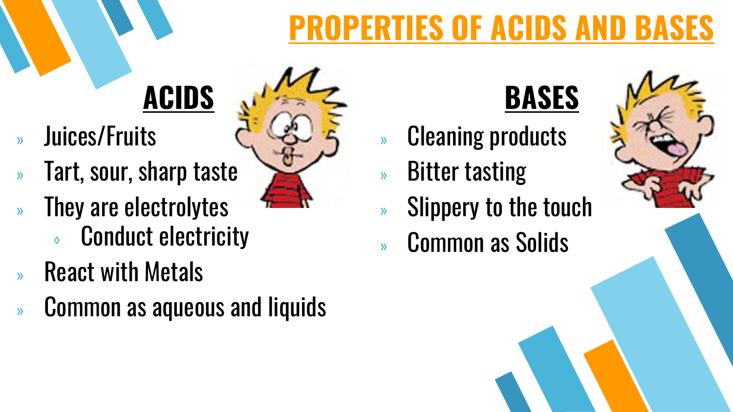# PROPERTIES OF ACIDS AND BASES

## ACIDS

- Juices/Fruits
- Tart, sour, sharp taste
- They are electrolytes
  - Conduct electricity
- React with Metals
- Common as aqueous and liquids

## BASES

- Cleaning products
- Bitter tasting
- Slippery to the touch
- Common as Solids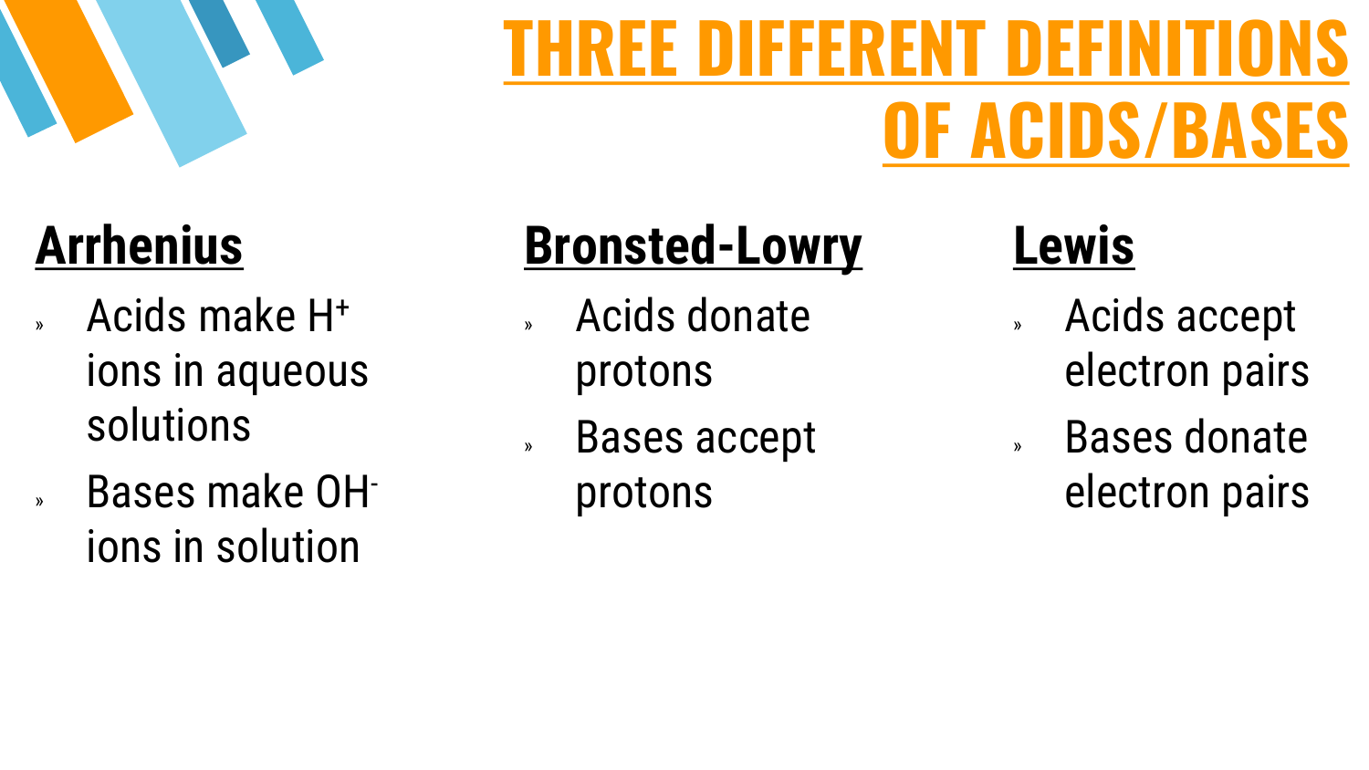# THREE DIFFERENT DEFINITIONS OF ACIDS/BASES

## Arrhenius

- Acids make $H^+$ ions in aqueous solutions
- Bases make $OH^-$ ions in solution

## Bronsted-Lowry

- Acids donate protons
- Bases accept protons

## Lewis

- Acids accept electron pairs
- Bases donate electron pairs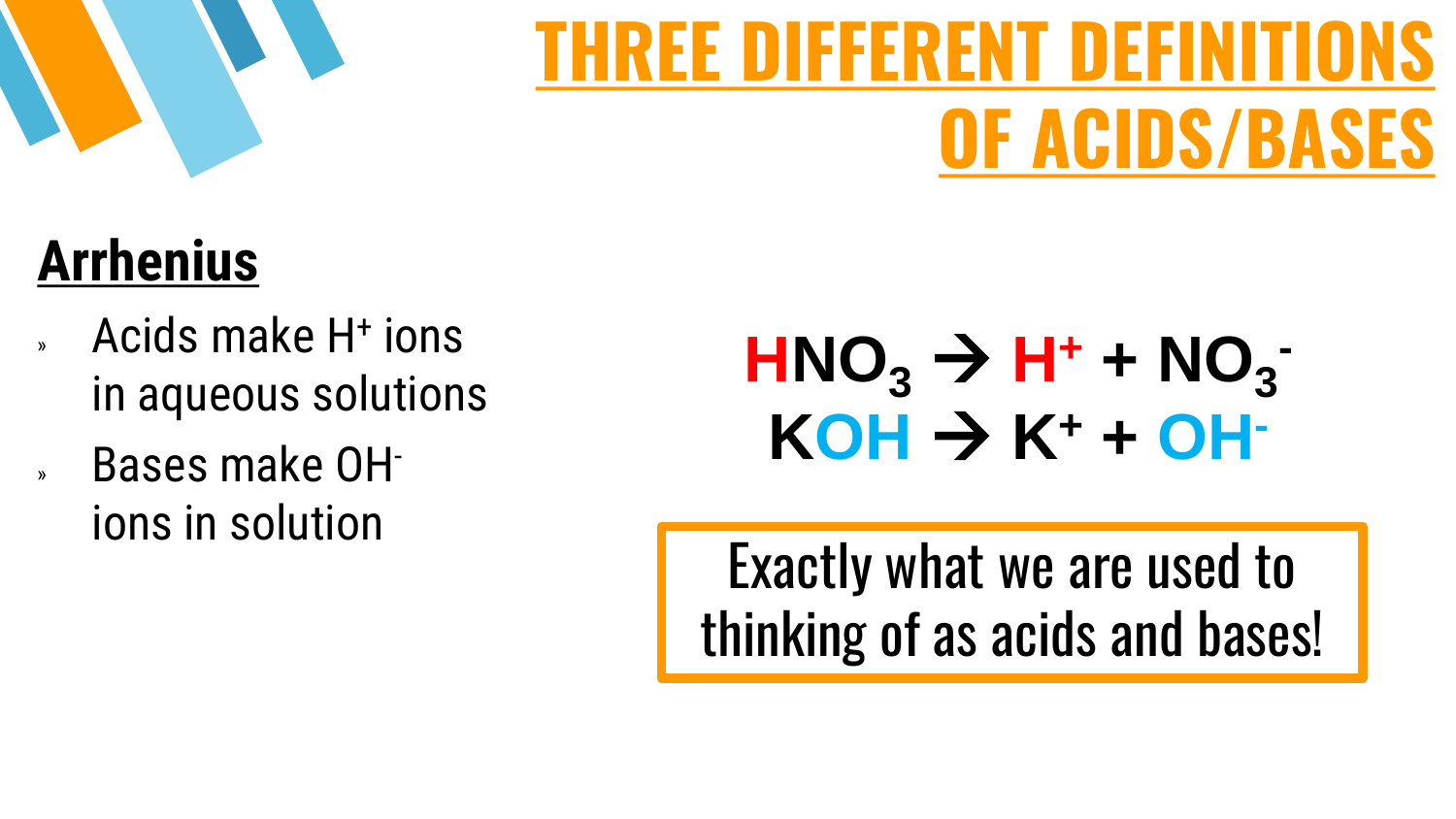# THREE DIFFERENT DEFINITIONS OF ACIDS/BASES

## Arrhenius

- Acids make $H^+$ ions in aqueous solutions
- Bases make $OH^-$ ions in solution

$$HNO_3 \rightarrow H^+ + NO_3^-$$

$$KOH \rightarrow K^+ + OH^-$$

Exactly what we are used to thinking of as acids and bases!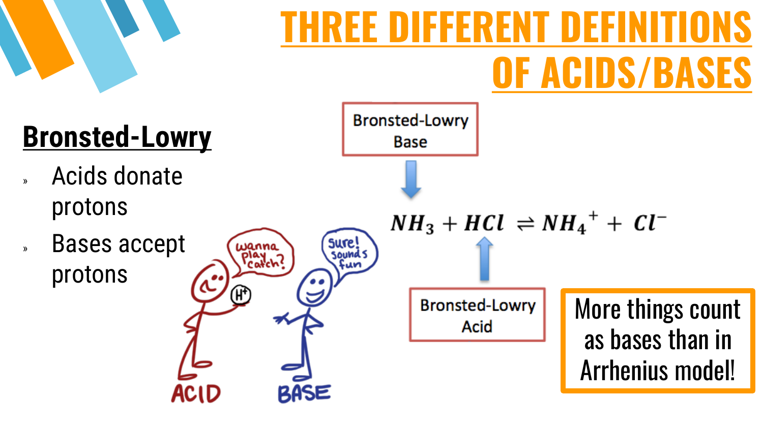# THREE DIFFERENT DEFINITIONS OF ACIDS/BASES

## Bronsted-Lowry

- Acids donate protons
- Bases accept protons

Bronsted-Lowry Base

$$NH_3 + HCl \rightleftharpoons NH_4^+ + Cl^-$$

Bronsted-Lowry Acid

More things count as bases than in Arrhenius model!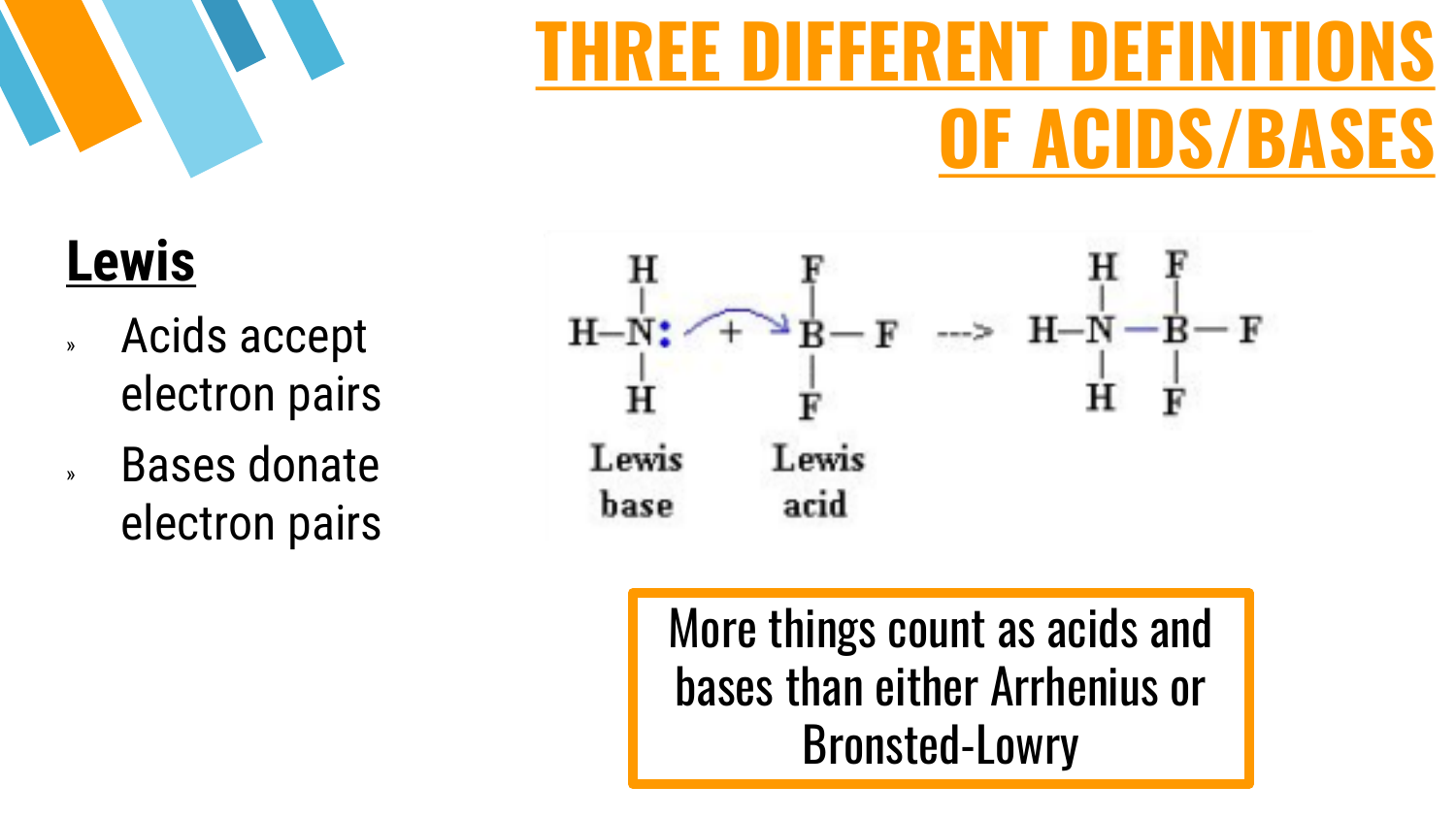# THREE DIFFERENT DEFINITIONS OF ACIDS/BASES

## Lewis

- Acids accept electron pairs
- Bases donate electron pairs

$$H_3N: + BF_3 \rightarrow H_3N{-}BF_3$$

Lewis base — Lewis acid

More things count as acids and bases than either Arrhenius or Bronsted-Lowry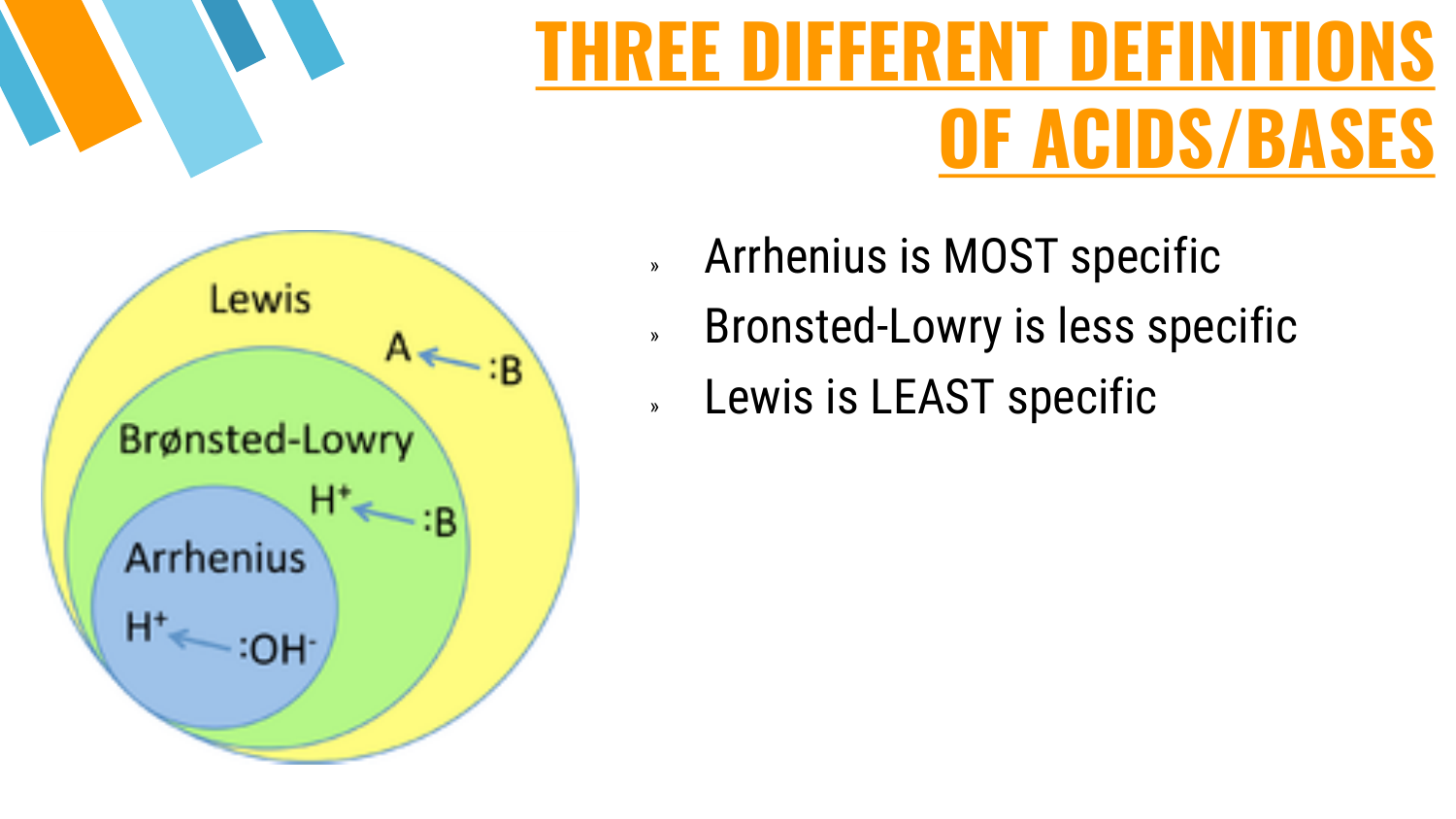# THREE DIFFERENT DEFINITIONS OF ACIDS/BASES

Lewis

A ← :B

Brønsted-Lowry

$H^+$ ← :B

Arrhenius

$H^+$ ← $:OH^-$

- Arrhenius is MOST specific
- Bronsted-Lowry is less specific
- Lewis is LEAST specific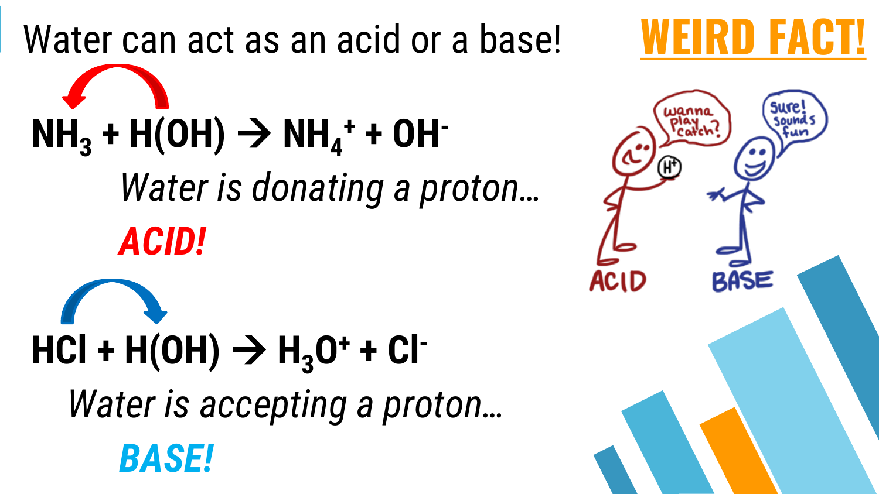# Water can act as an acid or a base!

## WEIRD FACT!

$$NH_3 + H(OH) \rightarrow NH_4^+ + OH^-$$

*Water is donating a proton…*

***ACID!***

$$HCl + H(OH) \rightarrow H_3O^+ + Cl^-$$

*Water is accepting a proton…*

***BASE!***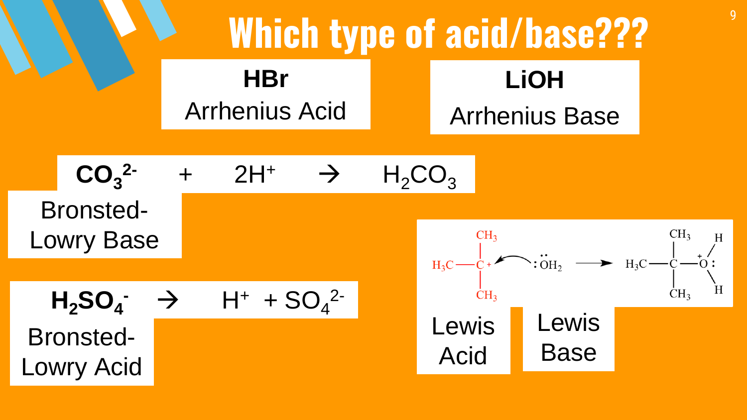# Which type of acid/base???

**HBr**

Arrhenius Acid

**LiOH**

Arrhenius Base

$$\mathbf{CO_3^{2-}} + 2H^+ \rightarrow H_2CO_3$$

Bronsted-Lowry Base

$$\mathbf{H_2SO_4^-} \rightarrow H^+ + SO_4^{2-}$$

Bronsted-Lowry Acid

$$(CH_3)_3C^+ + :\ddot{O}H_2 \longrightarrow (CH_3)_3C{-}\overset{+}{O}H_2$$

Lewis Acid

Lewis Base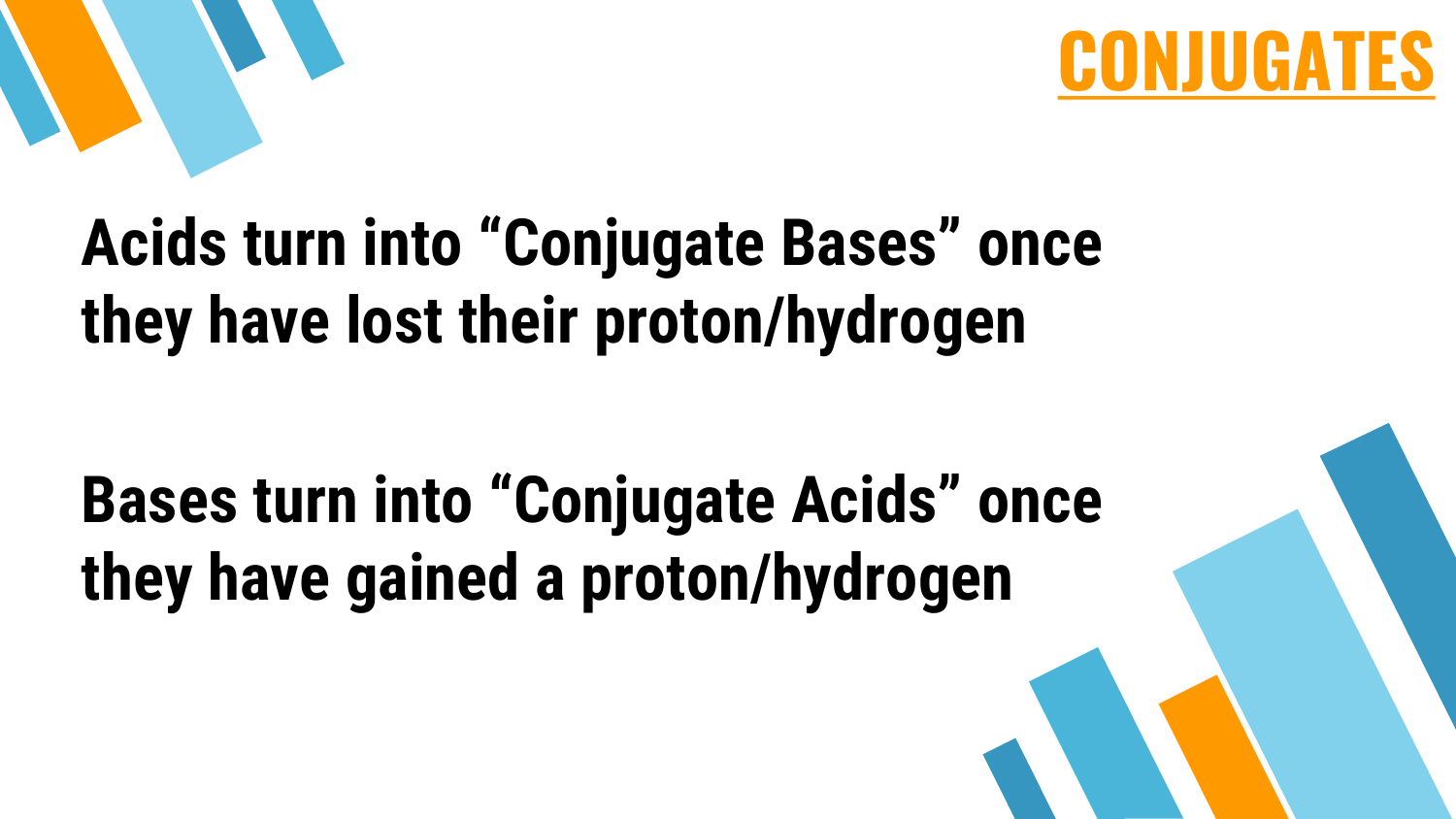# CONJUGATES

**Acids turn into "Conjugate Bases" once they have lost their proton/hydrogen**

**Bases turn into "Conjugate Acids" once they have gained a proton/hydrogen**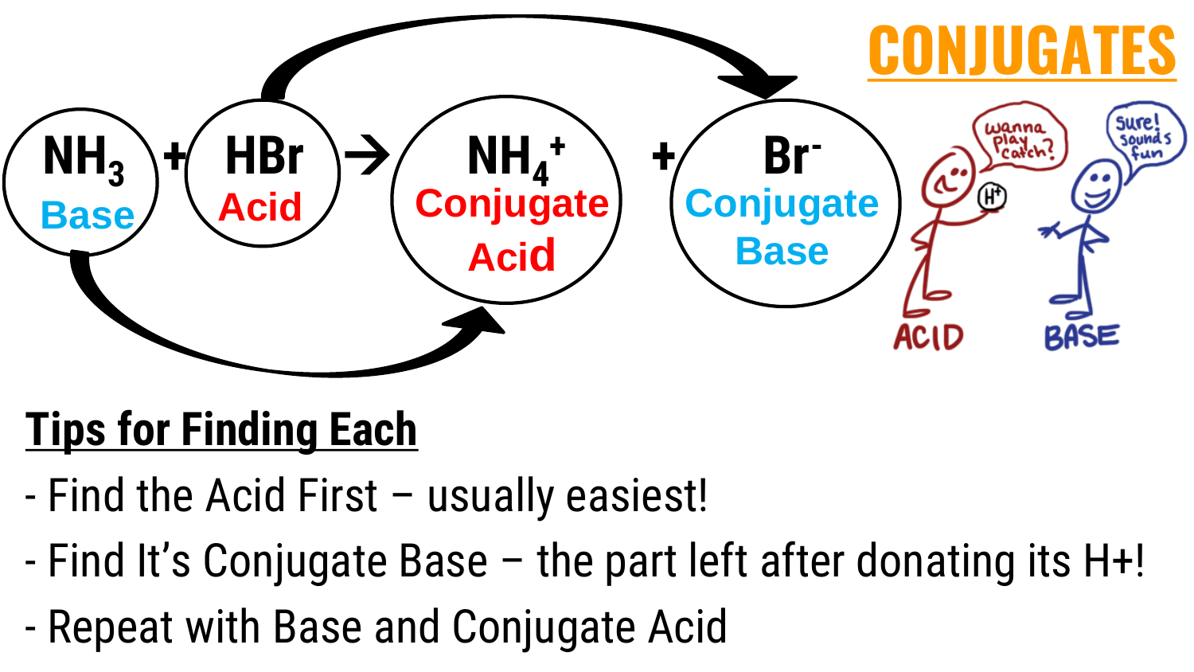# CONJUGATES

$NH_3$ + $HBr$ → $NH_4^+$ + $Br^-$

- $NH_3$: Base
- $HBr$: Acid
- $NH_4^+$: Conjugate Acid
- $Br^-$: Conjugate Base

wanna play catch?

Sure! sounds fun

ACID BASE

## Tips for Finding Each

- Find the Acid First – usually easiest!
- Find It's Conjugate Base – the part left after donating its H+!
- Repeat with Base and Conjugate Acid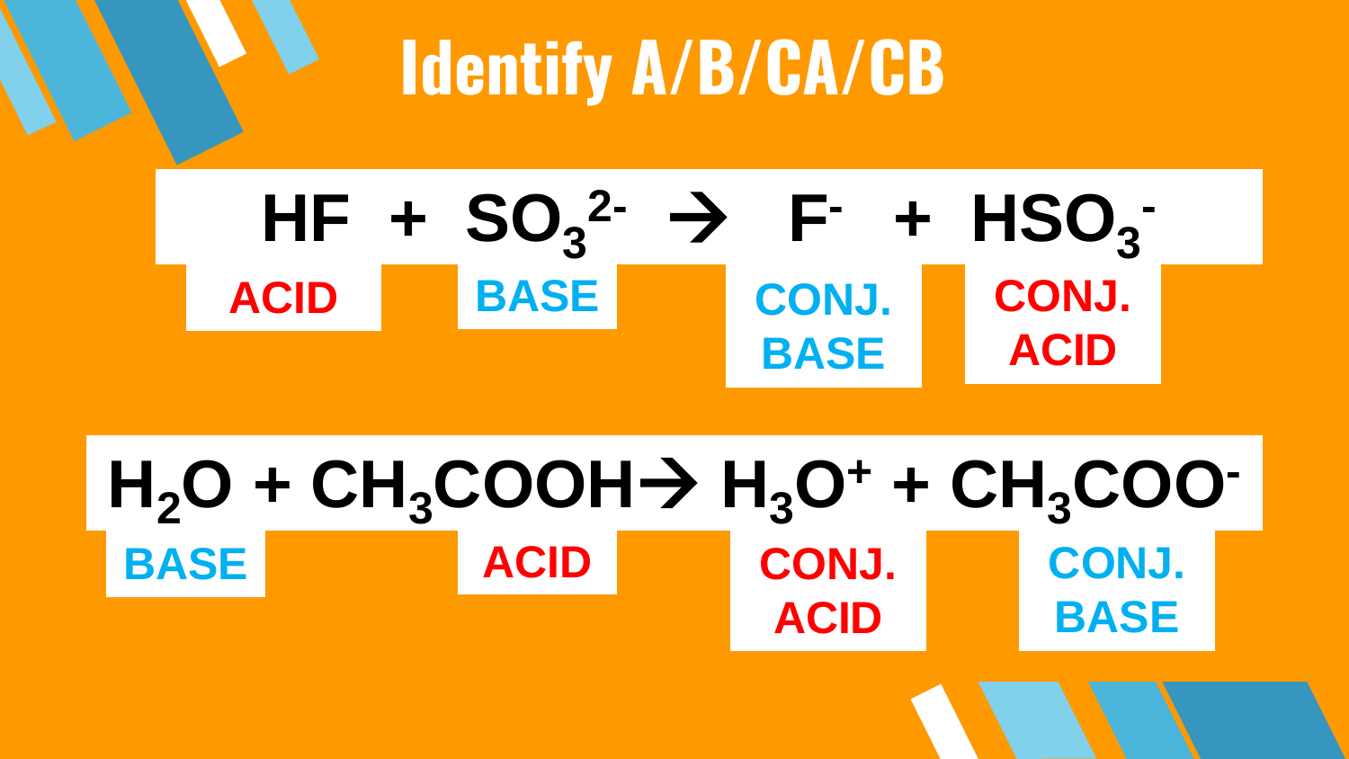# Identify A/B/CA/CB

$$HF + SO_3^{2-} \rightarrow F^- + HSO_3^-$$

| $HF$ | $SO_3^{2-}$ | $F^-$ | $HSO_3^-$ |
|---|---|---|---|
| ACID | BASE | CONJ. BASE | CONJ. ACID |

$$H_2O + CH_3COOH \rightarrow H_3O^+ + CH_3COO^-$$

| $H_2O$ | $CH_3COOH$ | $H_3O^+$ | $CH_3COO^-$ |
|---|---|---|---|
| BASE | ACID | CONJ. ACID | CONJ. BASE |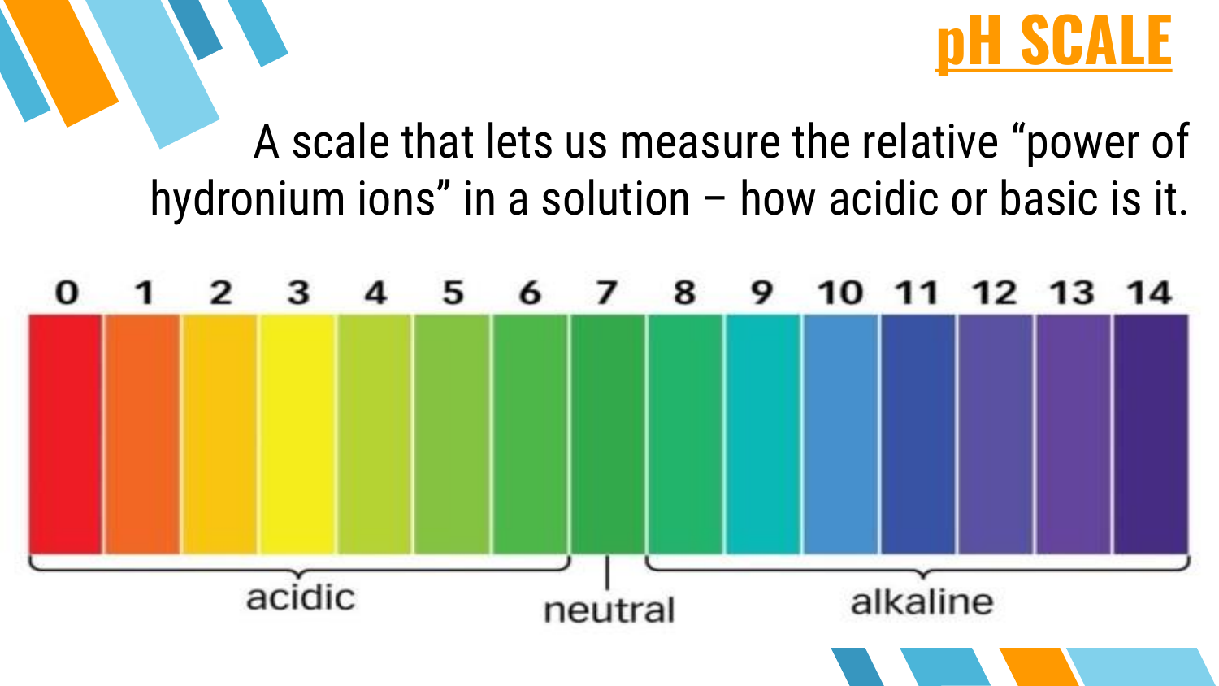# pH SCALE

A scale that lets us measure the relative “power of hydronium ions” in a solution – how acidic or basic is it.

| 0 | 1 | 2 | 3 | 4 | 5 | 6 | 7 | 8 | 9 | 10 | 11 | 12 | 13 | 14 |
|---|---|---|---|---|---|---|---|---|---|---|---|---|---|---|
| acidic | | | | | | | neutral | alkaline | | | | | | |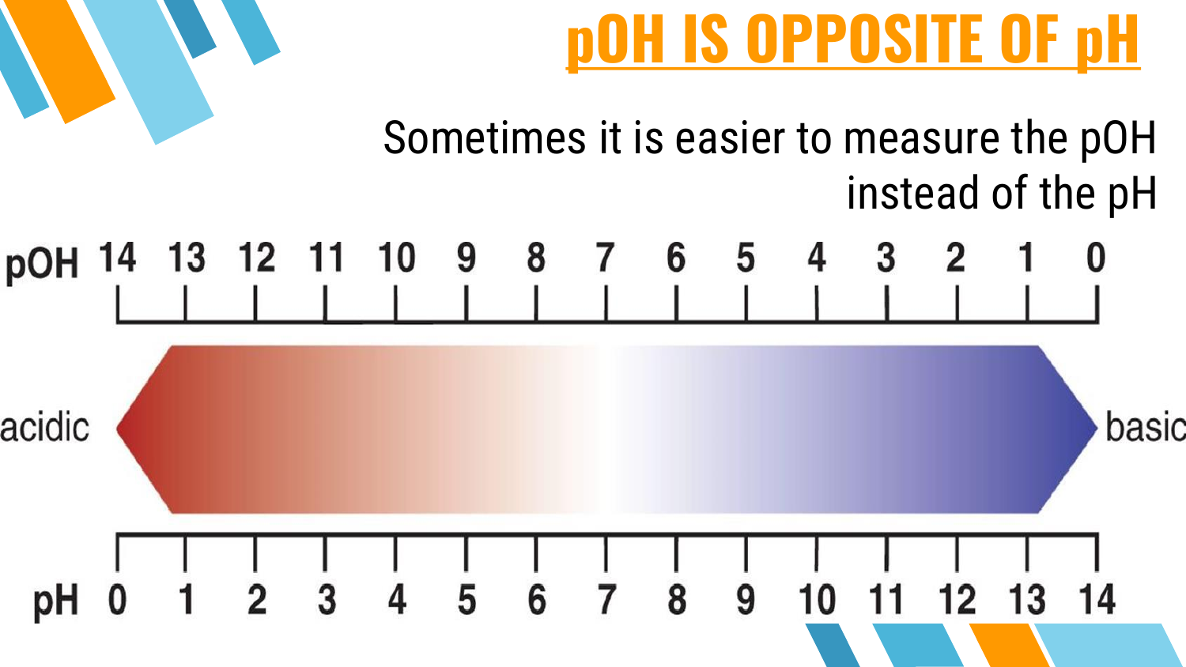# pOH IS OPPOSITE OF pH

Sometimes it is easier to measure the pOH instead of the pH

| pOH | 14 | 13 | 12 | 11 | 10 | 9 | 8 | 7 | 6 | 5 | 4 | 3 | 2 | 1 | 0 |
|---|---|---|---|---|---|---|---|---|---|---|---|---|---|---|---|
| pH | 0 | 1 | 2 | 3 | 4 | 5 | 6 | 7 | 8 | 9 | 10 | 11 | 12 | 13 | 14 |

acidic ← → basic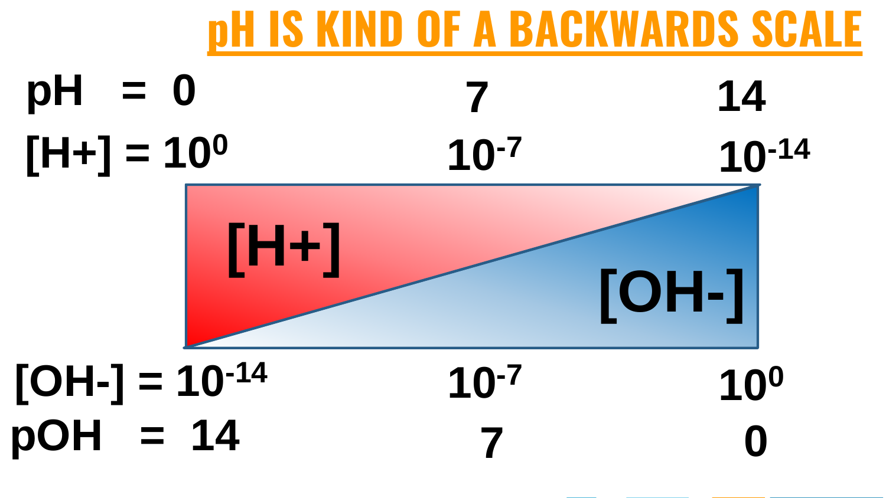# pH IS KIND OF A BACKWARDS SCALE

| | | | |
|---|---|---|---|
| pH | = 0 | 7 | 14 |
| [H+] | = $10^{0}$ | $10^{-7}$ | $10^{-14}$ |

[H+]

[OH-]

| | | | |
|---|---|---|---|
| [OH-] | = $10^{-14}$ | $10^{-7}$ | $10^{0}$ |
| pOH | = 14 | 7 | 0 |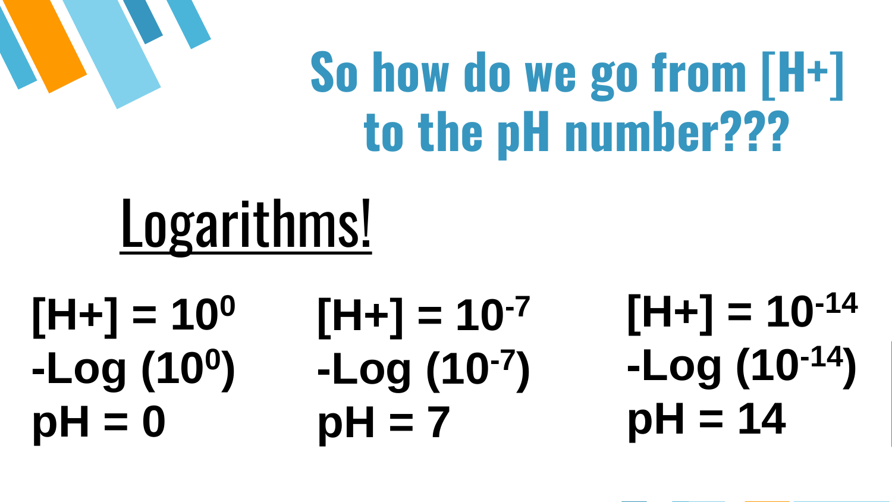# So how do we go from [H+] to the pH number???

## Logarithms!

$[H+] = 10^0$
$-Log\ (10^0)$
pH = 0

$[H+] = 10^{-7}$
$-Log\ (10^{-7})$
pH = 7

$[H+] = 10^{-14}$
$-Log\ (10^{-14})$
pH = 14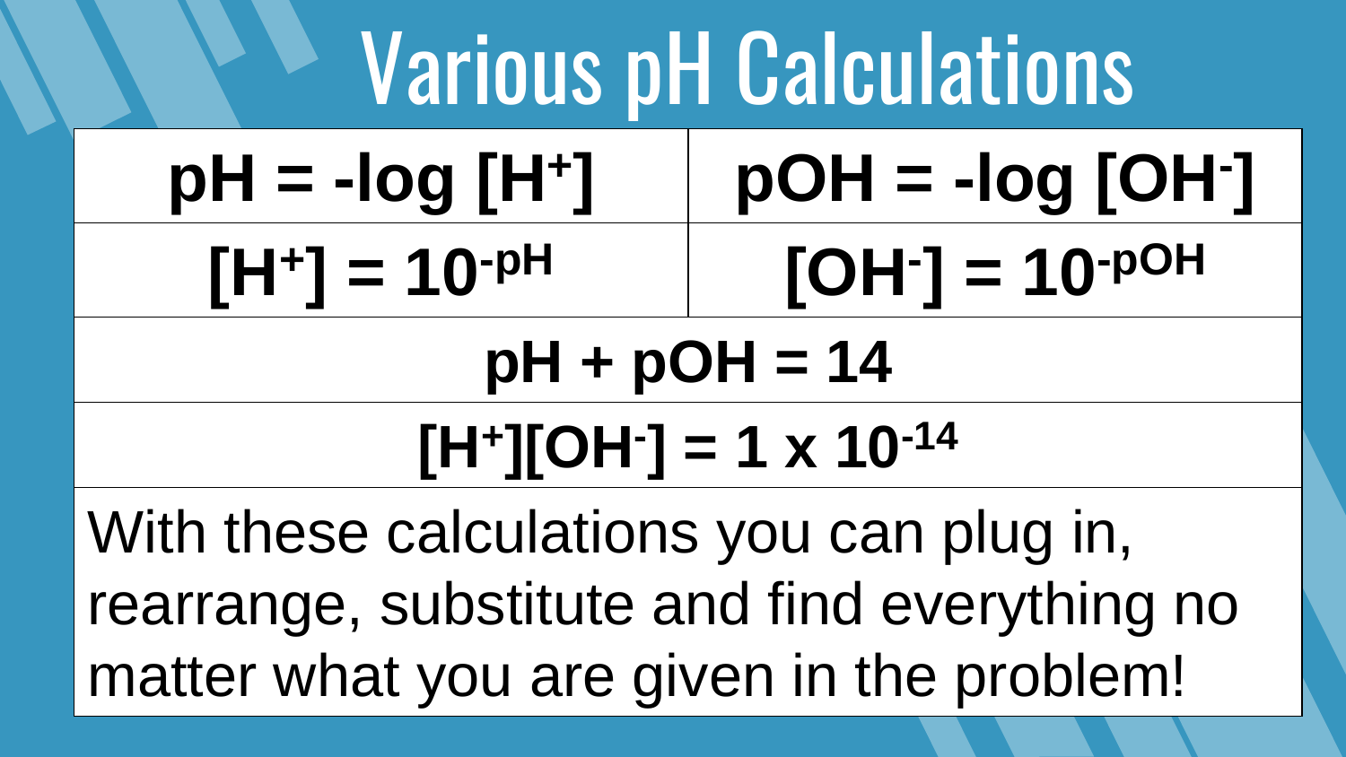# Various pH Calculations

| $pH = -\log [H^+]$ | $pOH = -\log [OH^-]$ |
| --- | --- |
| $[H^+] = 10^{-pH}$ | $[OH^-] = 10^{-pOH}$ |
| $pH + pOH = 14$ | |
| $[H^+][OH^-] = 1 \times 10^{-14}$ | |

With these calculations you can plug in, rearrange, substitute and find everything no matter what you are given in the problem!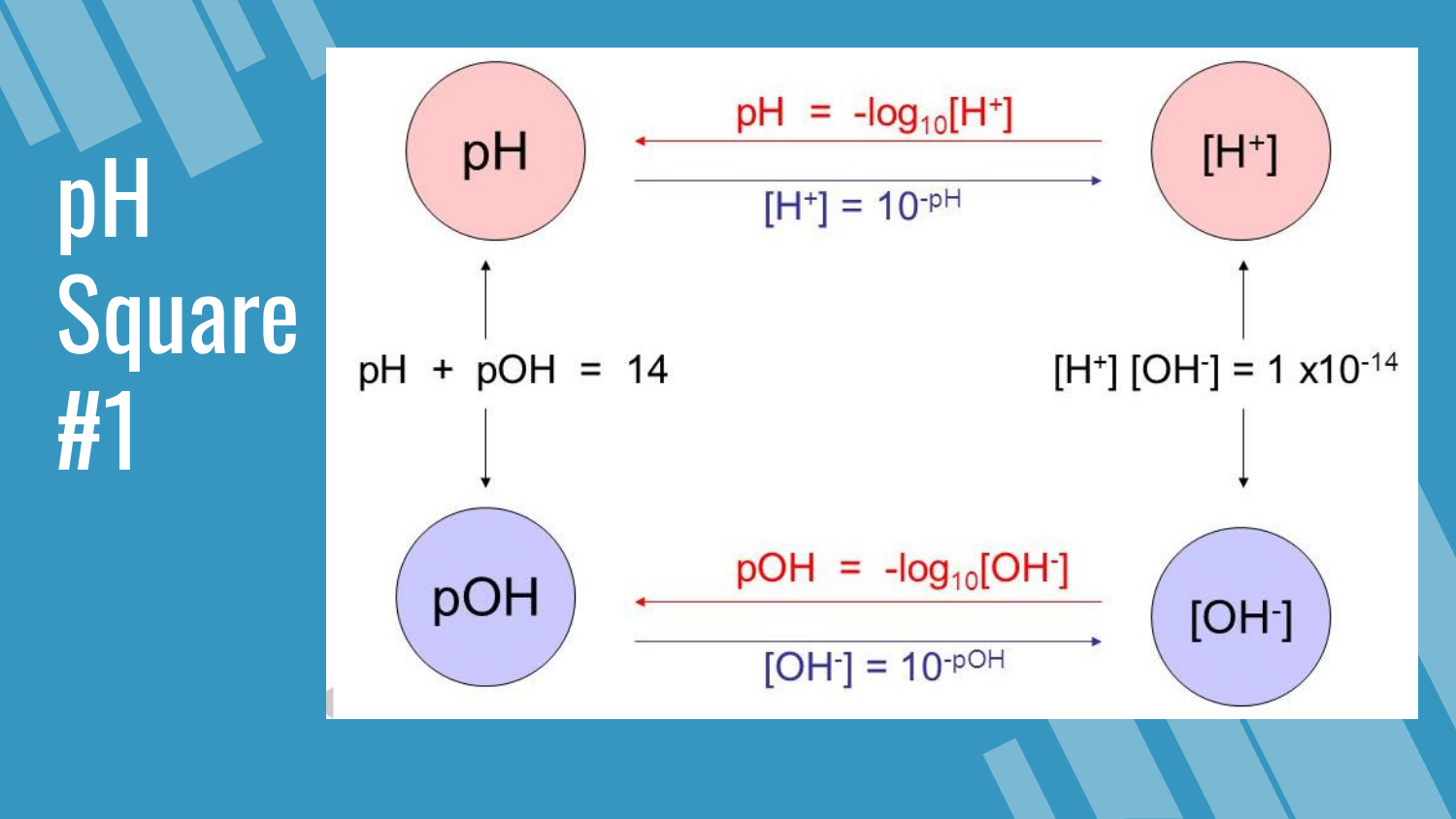# pH Square #1

pH

[H+]

pOH

[OH-]

$pH = -\log_{10}[H^+]$

$[H^+] = 10^{-pH}$

$pH + pOH = 14$

$[H^+][OH^-] = 1 \times 10^{-14}$

$pOH = -\log_{10}[OH^-]$

$[OH^-] = 10^{-pOH}$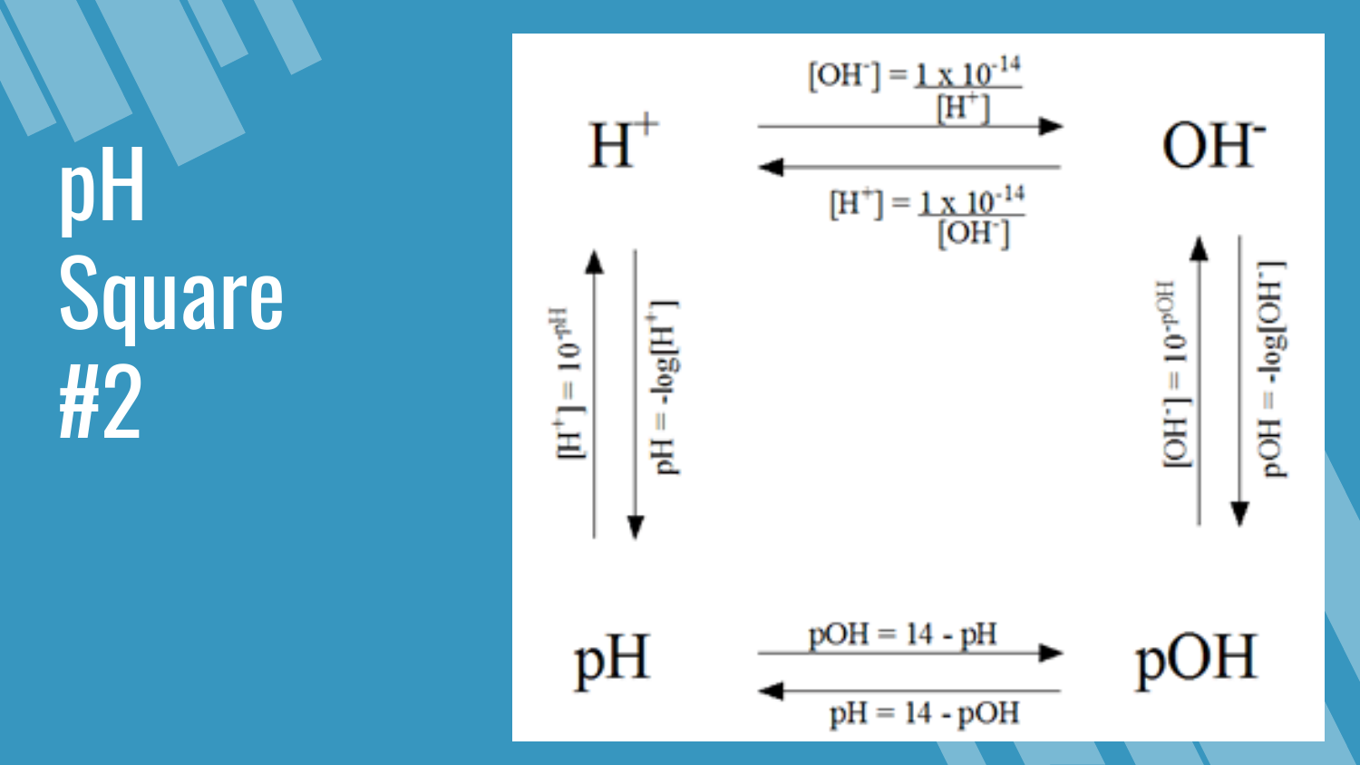# pH Square #2

H⁺ → OH⁻: $[OH^-] = \frac{1 \times 10^{-14}}{[H^+]}$

OH⁻ → H⁺: $[H^+] = \frac{1 \times 10^{-14}}{[OH^-]}$

H⁺ → pH: $pH = -\log[H^+]$

pH → H⁺: $[H^+] = 10^{-pH}$

OH⁻ → pOH: $pOH = -\log[OH^-]$

pOH → OH⁻: $[OH^-] = 10^{-pOH}$

pH → pOH: $pOH = 14 - pH$

pOH → pH: $pH = 14 - pOH$